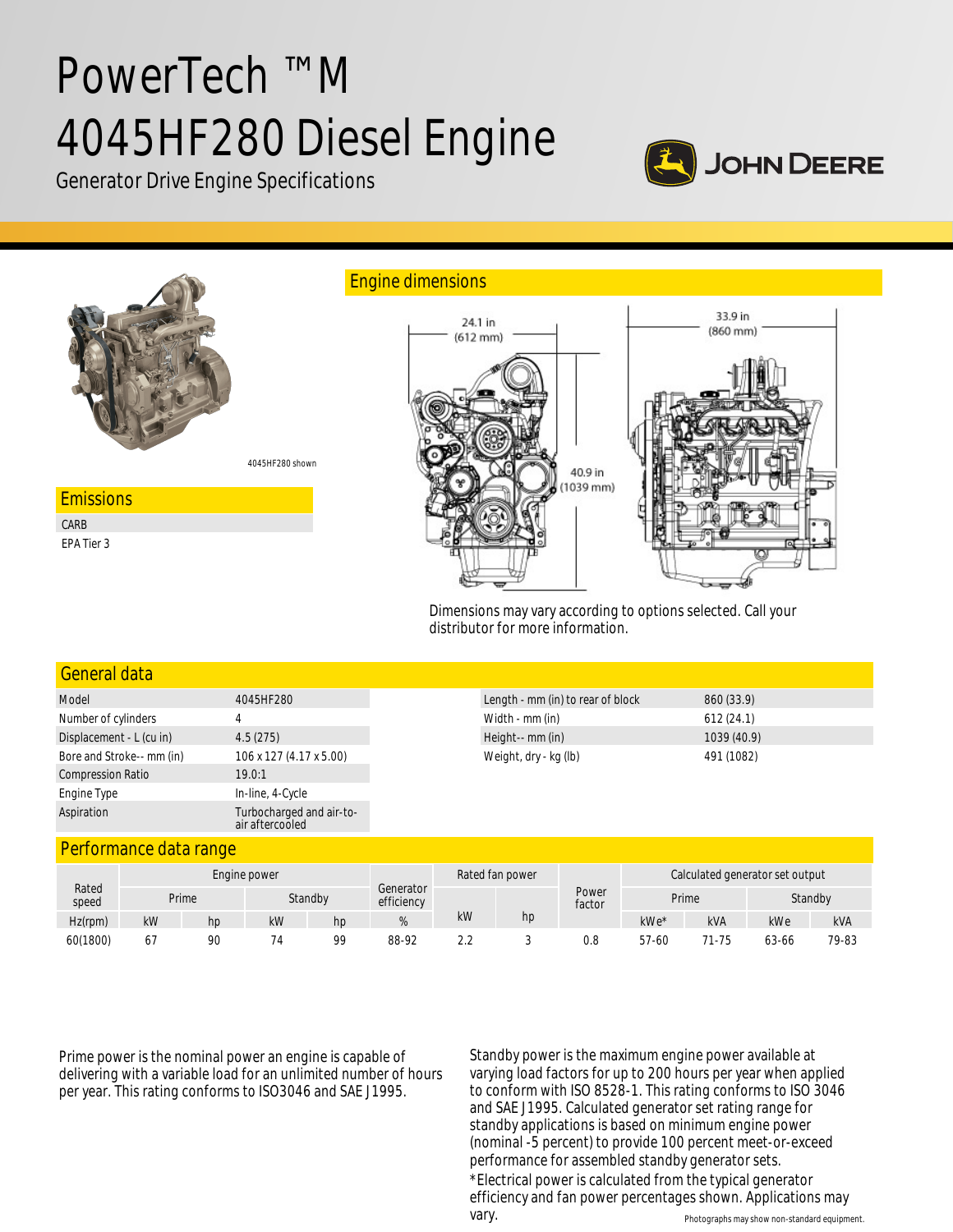# PowerTech ™M 4045HF280 Diesel Engine

Generator Drive Engine Specifications

JOHN DEERE

4045HF280 shown

## Emissions

CARB

EPA Tier 3

## Engine dimensions

24.1 in (612 mm)

33.9 in (860 mm)

40.9 in (1039 mm)

Dimensions may vary according to options selected. Call your distributor for more information.

## General data

| | |
|---|---|
| Model | 4045HF280 |
| Number of cylinders | 4 |
| Displacement - L (cu in) | 4.5 (275) |
| Bore and Stroke-- mm (in) | 106 x 127 (4.17 x 5.00) |
| Compression Ratio | 19.0:1 |
| Engine Type | In-line, 4-Cycle |
| Aspiration | Turbocharged and air-to-air aftercooled |

| | |
|---|---|
| Length - mm (in) to rear of block | 860 (33.9) |
| Width - mm (in) | 612 (24.1) |
| Height-- mm (in) | 1039 (40.9) |
| Weight, dry - kg (lb) | 491 (1082) |

## Performance data range

| Rated speed | Engine power | | | | Generator efficiency | Rated fan power | | Power factor | Calculated generator set output | | | |
|---|---|---|---|---|---|---|---|---|---|---|---|---|
| | Prime | | Standby | | | | | | Prime | | Standby | |
| Hz(rpm) | kW | hp | kW | hp | % | kW | hp | | kWe* | kVA | kWe | kVA |
| 60(1800) | 67 | 90 | 74 | 99 | 88-92 | 2.2 | 3 | 0.8 | 57-60 | 71-75 | 63-66 | 79-83 |

Prime power is the nominal power an engine is capable of delivering with a variable load for an unlimited number of hours per year. This rating conforms to ISO3046 and SAE J1995.

Standby power is the maximum engine power available at varying load factors for up to 200 hours per year when applied to conform with ISO 8528-1. This rating conforms to ISO 3046 and SAE J1995. Calculated generator set rating range for standby applications is based on minimum engine power (nominal -5 percent) to provide 100 percent meet-or-exceed performance for assembled standby generator sets.

*Electrical power is calculated from the typical generator efficiency and fan power percentages shown. Applications may vary.

Photographs may show non-standard equipment.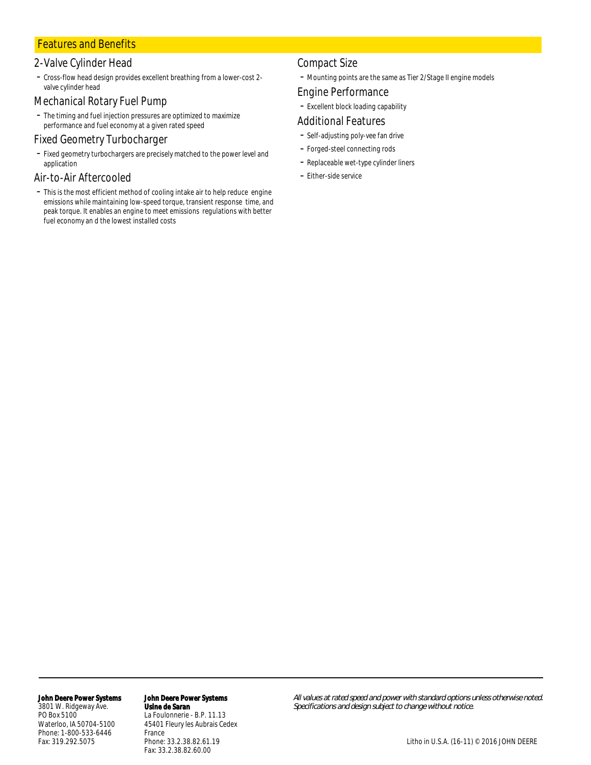## Features and Benefits

### 2-Valve Cylinder Head

- Cross-flow head design provides excellent breathing from a lower-cost 2-valve cylinder head

### Mechanical Rotary Fuel Pump

- The timing and fuel injection pressures are optimized to maximize performance and fuel economy at a given rated speed

### Fixed Geometry Turbocharger

- Fixed geometry turbochargers are precisely matched to the power level and application

### Air-to-Air Aftercooled

- This is the most efficient method of cooling intake air to help reduce engine emissions while maintaining low-speed torque, transient response time, and peak torque. It enables an engine to meet emissions regulations with better fuel economy an d the lowest installed costs

### Compact Size

- Mounting points are the same as Tier 2/Stage II engine models

### Engine Performance

- Excellent block loading capability

### Additional Features

- Self-adjusting poly-vee fan drive
- Forged-steel connecting rods
- Replaceable wet-type cylinder liners
- Either-side service

---

**John Deere Power Systems**
3801 W. Ridgeway Ave.
PO Box 5100
Waterloo, IA 50704-5100
Phone: 1-800-533-6446
Fax: 319.292.5075

**John Deere Power Systems**
**Usine de Saran**
La Foulonnerie - B.P. 11.13
45401 Fleury les Aubrais Cedex
France
Phone: 33.2.38.82.61.19
Fax: 33.2.38.82.60.00

*All values at rated speed and power with standard options unless otherwise noted.*
*Specifications and design subject to change without notice.*

Litho in U.S.A. (16-11) © 2016 JOHN DEERE